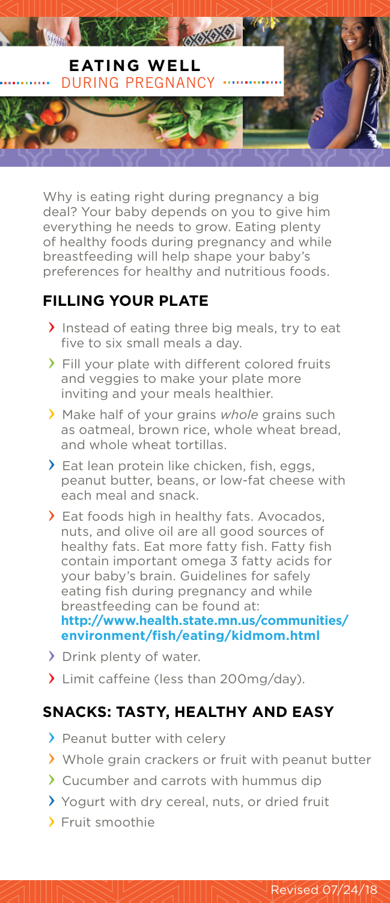# EATING WELL DURING PREGNANCY

Why is eating right during pregnancy a big deal? Your baby depends on you to give him everything he needs to grow. Eating plenty of healthy foods during pregnancy and while breastfeeding will help shape your baby's preferences for healthy and nutritious foods.

## FILLING YOUR PLATE

- Instead of eating three big meals, try to eat five to six small meals a day.
- Fill your plate with different colored fruits and veggies to make your plate more inviting and your meals healthier.
- Make half of your grains *whole* grains such as oatmeal, brown rice, whole wheat bread, and whole wheat tortillas.
- Eat lean protein like chicken, fish, eggs, peanut butter, beans, or low-fat cheese with each meal and snack.
- Eat foods high in healthy fats. Avocados, nuts, and olive oil are all good sources of healthy fats. Eat more fatty fish. Fatty fish contain important omega 3 fatty acids for your baby's brain. Guidelines for safely eating fish during pregnancy and while breastfeeding can be found at: **http://www.health.state.mn.us/communities/environment/fish/eating/kidmom.html**
- Drink plenty of water.
- Limit caffeine (less than 200mg/day).

## SNACKS: TASTY, HEALTHY AND EASY

- Peanut butter with celery
- Whole grain crackers or fruit with peanut butter
- Cucumber and carrots with hummus dip
- Yogurt with dry cereal, nuts, or dried fruit
- Fruit smoothie

Revised 07/24/18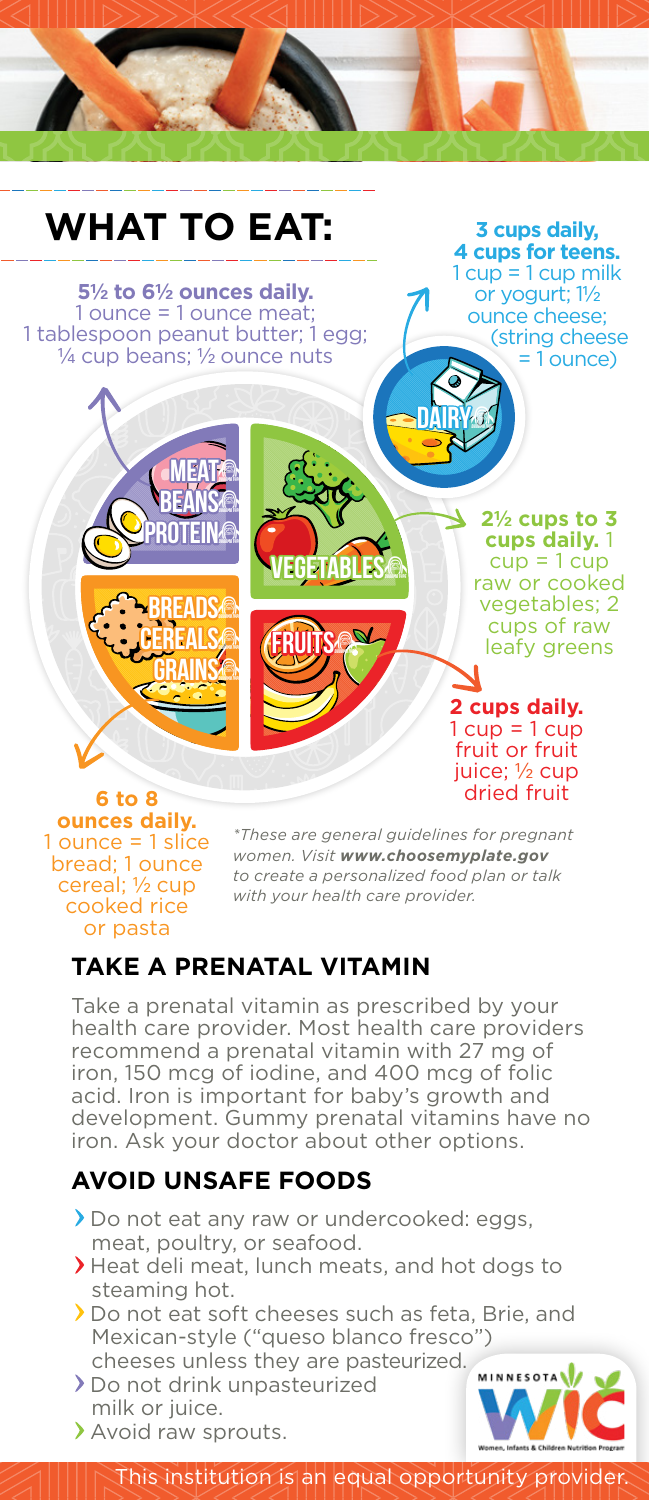## WHAT TO EAT:

**MEAT BEANS PROTEIN**

**5½ to 6½ ounces daily.** 1 ounce = 1 ounce meat; 1 tablespoon peanut butter; 1 egg; ¼ cup beans; ½ ounce nuts

**DAIRY**

**3 cups daily, 4 cups for teens.** 1 cup = 1 cup milk or yogurt; 1½ ounce cheese; (string cheese = 1 ounce)

**VEGETABLES**

**2½ cups to 3 cups daily.** 1 cup = 1 cup raw or cooked vegetables; 2 cups of raw leafy greens

**FRUITS**

**2 cups daily.** 1 cup = 1 cup fruit or fruit juice; ½ cup dried fruit

**BREADS CEREALS GRAINS**

**6 to 8 ounces daily.** 1 ounce = 1 slice bread; 1 ounce cereal; ½ cup cooked rice or pasta

*\*These are general guidelines for pregnant women. Visit **www.choosemyplate.gov** to create a personalized food plan or talk with your health care provider.*

### TAKE A PRENATAL VITAMIN

Take a prenatal vitamin as prescribed by your health care provider. Most health care providers recommend a prenatal vitamin with 27 mg of iron, 150 mcg of iodine, and 400 mcg of folic acid. Iron is important for baby's growth and development. Gummy prenatal vitamins have no iron. Ask your doctor about other options.

### AVOID UNSAFE FOODS

- Do not eat any raw or undercooked: eggs, meat, poultry, or seafood.
- Heat deli meat, lunch meats, and hot dogs to steaming hot.
- Do not eat soft cheeses such as feta, Brie, and Mexican-style ("queso blanco fresco") cheeses unless they are pasteurized.
- Do not drink unpasteurized milk or juice.
- Avoid raw sprouts.

MINNESOTA WIC
Women, Infants & Children Nutrition Program

This institution is an equal opportunity provider.